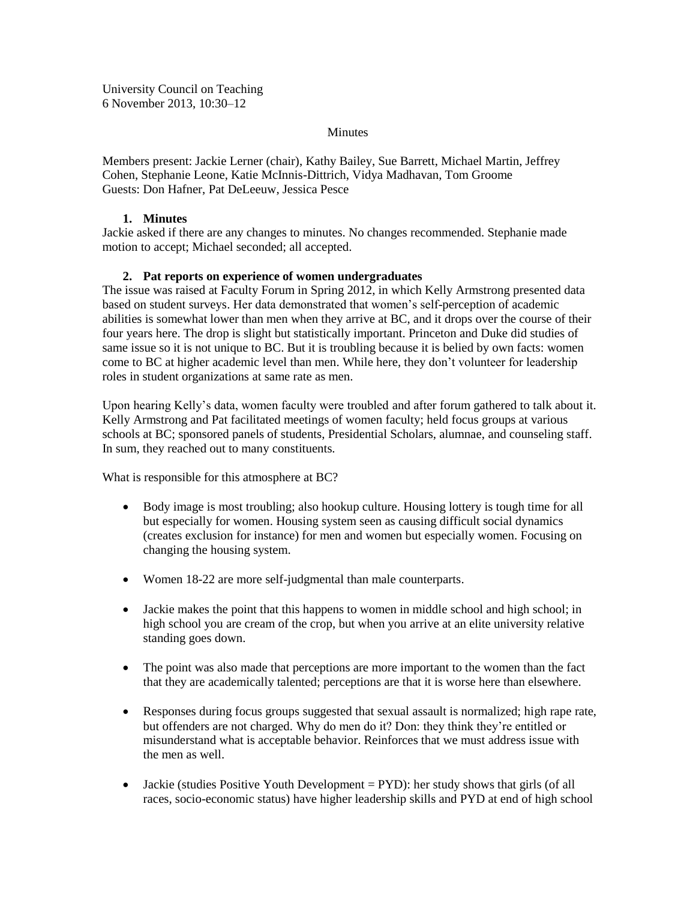University Council on Teaching
6 November 2013, 10:30–12

Minutes

Members present: Jackie Lerner (chair), Kathy Bailey, Sue Barrett, Michael Martin, Jeffrey Cohen, Stephanie Leone, Katie McInnis-Dittrich, Vidya Madhavan, Tom Groome
Guests: Don Hafner, Pat DeLeeuw, Jessica Pesce

1. **Minutes**

Jackie asked if there are any changes to minutes. No changes recommended. Stephanie made motion to accept; Michael seconded; all accepted.

2. **Pat reports on experience of women undergraduates**

The issue was raised at Faculty Forum in Spring 2012, in which Kelly Armstrong presented data based on student surveys. Her data demonstrated that women's self-perception of academic abilities is somewhat lower than men when they arrive at BC, and it drops over the course of their four years here. The drop is slight but statistically important. Princeton and Duke did studies of same issue so it is not unique to BC. But it is troubling because it is belied by own facts: women come to BC at higher academic level than men. While here, they don't volunteer for leadership roles in student organizations at same rate as men.

Upon hearing Kelly's data, women faculty were troubled and after forum gathered to talk about it. Kelly Armstrong and Pat facilitated meetings of women faculty; held focus groups at various schools at BC; sponsored panels of students, Presidential Scholars, alumnae, and counseling staff. In sum, they reached out to many constituents.

What is responsible for this atmosphere at BC?

- Body image is most troubling; also hookup culture. Housing lottery is tough time for all but especially for women. Housing system seen as causing difficult social dynamics (creates exclusion for instance) for men and women but especially women. Focusing on changing the housing system.

- Women 18-22 are more self-judgmental than male counterparts.

- Jackie makes the point that this happens to women in middle school and high school; in high school you are cream of the crop, but when you arrive at an elite university relative standing goes down.

- The point was also made that perceptions are more important to the women than the fact that they are academically talented; perceptions are that it is worse here than elsewhere.

- Responses during focus groups suggested that sexual assault is normalized; high rape rate, but offenders are not charged. Why do men do it? Don: they think they're entitled or misunderstand what is acceptable behavior. Reinforces that we must address issue with the men as well.

- Jackie (studies Positive Youth Development = PYD): her study shows that girls (of all races, socio-economic status) have higher leadership skills and PYD at end of high school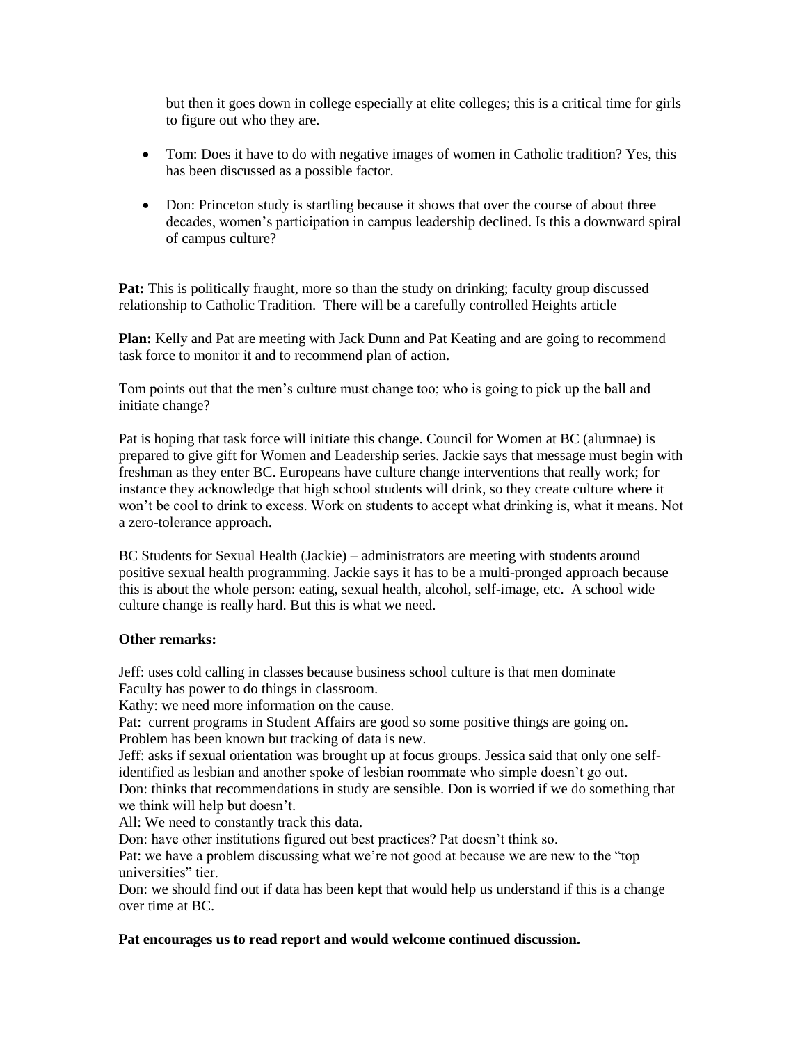but then it goes down in college especially at elite colleges; this is a critical time for girls to figure out who they are.

- Tom: Does it have to do with negative images of women in Catholic tradition? Yes, this has been discussed as a possible factor.

- Don: Princeton study is startling because it shows that over the course of about three decades, women's participation in campus leadership declined. Is this a downward spiral of campus culture?

**Pat:** This is politically fraught, more so than the study on drinking; faculty group discussed relationship to Catholic Tradition. There will be a carefully controlled Heights article

**Plan:** Kelly and Pat are meeting with Jack Dunn and Pat Keating and are going to recommend task force to monitor it and to recommend plan of action.

Tom points out that the men's culture must change too; who is going to pick up the ball and initiate change?

Pat is hoping that task force will initiate this change. Council for Women at BC (alumnae) is prepared to give gift for Women and Leadership series. Jackie says that message must begin with freshman as they enter BC. Europeans have culture change interventions that really work; for instance they acknowledge that high school students will drink, so they create culture where it won't be cool to drink to excess. Work on students to accept what drinking is, what it means. Not a zero-tolerance approach.

BC Students for Sexual Health (Jackie) – administrators are meeting with students around positive sexual health programming. Jackie says it has to be a multi-pronged approach because this is about the whole person: eating, sexual health, alcohol, self-image, etc. A school wide culture change is really hard. But this is what we need.

**Other remarks:**

Jeff: uses cold calling in classes because business school culture is that men dominate
Faculty has power to do things in classroom.
Kathy: we need more information on the cause.
Pat: current programs in Student Affairs are good so some positive things are going on.
Problem has been known but tracking of data is new.
Jeff: asks if sexual orientation was brought up at focus groups. Jessica said that only one self-identified as lesbian and another spoke of lesbian roommate who simple doesn't go out.
Don: thinks that recommendations in study are sensible. Don is worried if we do something that we think will help but doesn't.
All: We need to constantly track this data.
Don: have other institutions figured out best practices? Pat doesn't think so.
Pat: we have a problem discussing what we're not good at because we are new to the "top universities" tier.
Don: we should find out if data has been kept that would help us understand if this is a change over time at BC.

**Pat encourages us to read report and would welcome continued discussion.**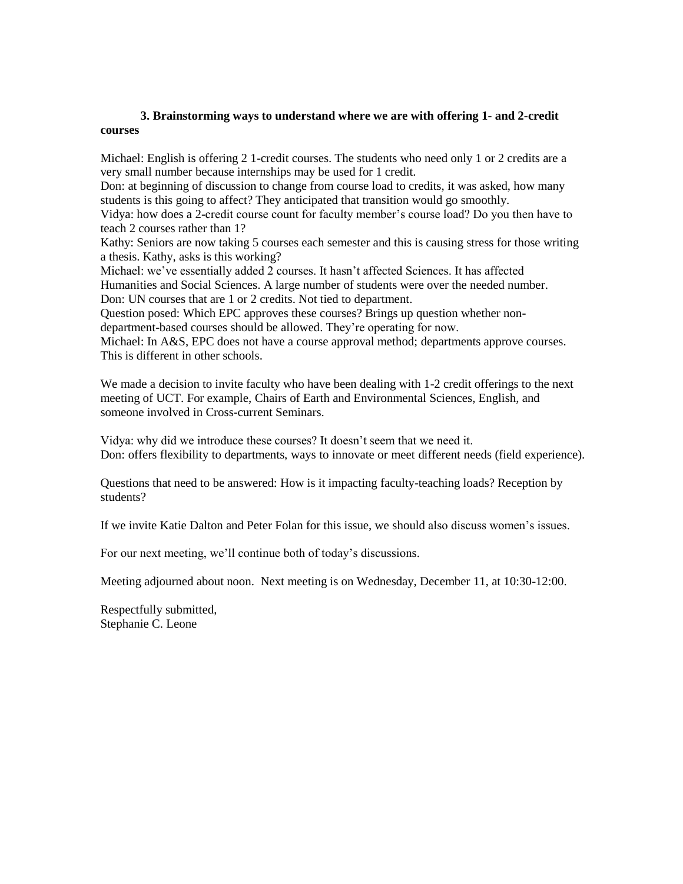### 3. Brainstorming ways to understand where we are with offering 1- and 2-credit courses

Michael: English is offering 2 1-credit courses. The students who need only 1 or 2 credits are a very small number because internships may be used for 1 credit.
Don: at beginning of discussion to change from course load to credits, it was asked, how many students is this going to affect? They anticipated that transition would go smoothly.
Vidya: how does a 2-credit course count for faculty member's course load? Do you then have to teach 2 courses rather than 1?
Kathy: Seniors are now taking 5 courses each semester and this is causing stress for those writing a thesis. Kathy, asks is this working?
Michael: we've essentially added 2 courses. It hasn't affected Sciences. It has affected Humanities and Social Sciences. A large number of students were over the needed number.
Don: UN courses that are 1 or 2 credits. Not tied to department.
Question posed: Which EPC approves these courses? Brings up question whether non-department-based courses should be allowed. They're operating for now.
Michael: In A&S, EPC does not have a course approval method; departments approve courses. This is different in other schools.

We made a decision to invite faculty who have been dealing with 1-2 credit offerings to the next meeting of UCT. For example, Chairs of Earth and Environmental Sciences, English, and someone involved in Cross-current Seminars.

Vidya: why did we introduce these courses? It doesn't seem that we need it.
Don: offers flexibility to departments, ways to innovate or meet different needs (field experience).

Questions that need to be answered: How is it impacting faculty-teaching loads? Reception by students?

If we invite Katie Dalton and Peter Folan for this issue, we should also discuss women's issues.

For our next meeting, we'll continue both of today's discussions.

Meeting adjourned about noon. Next meeting is on Wednesday, December 11, at 10:30-12:00.

Respectfully submitted,
Stephanie C. Leone